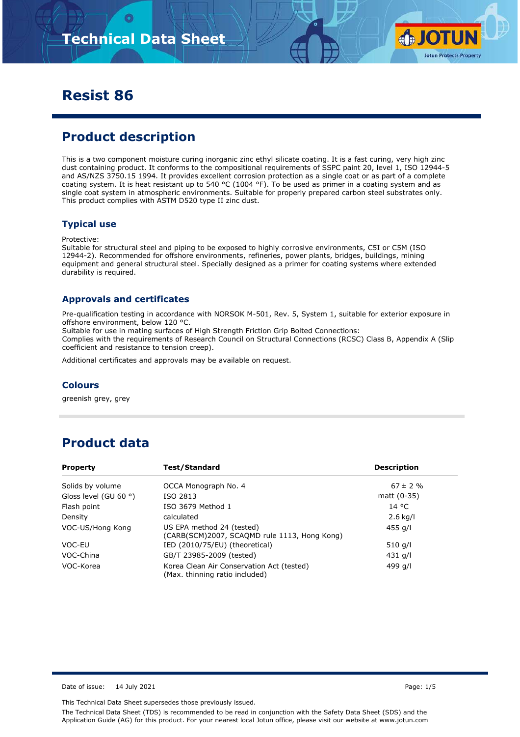# Technical Data Sheet

# Resist 86

## Product description

This is a two component moisture curing inorganic zinc ethyl silicate coating. It is a fast curing, very high zinc dust containing product. It conforms to the compositional requirements of SSPC paint 20, level 1, ISO 12944-5 and AS/NZS 3750.15 1994. It provides excellent corrosion protection as a single coat or as part of a complete coating system. It is heat resistant up to 540 °C (1004 °F). To be used as primer in a coating system and as single coat system in atmospheric environments. Suitable for properly prepared carbon steel substrates only. This product complies with ASTM D520 type II zinc dust.

### Typical use

Protective:
Suitable for structural steel and piping to be exposed to highly corrosive environments, C5I or C5M (ISO 12944-2). Recommended for offshore environments, refineries, power plants, bridges, buildings, mining equipment and general structural steel. Specially designed as a primer for coating systems where extended durability is required.

### Approvals and certificates

Pre-qualification testing in accordance with NORSOK M-501, Rev. 5, System 1, suitable for exterior exposure in offshore environment, below 120 °C.
Suitable for use in mating surfaces of High Strength Friction Grip Bolted Connections:
Complies with the requirements of Research Council on Structural Connections (RCSC) Class B, Appendix A (Slip coefficient and resistance to tension creep).

Additional certificates and approvals may be available on request.

### Colours

greenish grey, grey

## Product data

| Property | Test/Standard | Description |
|---|---|---|
| Solids by volume | OCCA Monograph No. 4 | 67 ± 2 % |
| Gloss level (GU 60 °) | ISO 2813 | matt (0-35) |
| Flash point | ISO 3679 Method 1 | 14 °C |
| Density | calculated | 2.6 kg/l |
| VOC-US/Hong Kong | US EPA method 24 (tested) (CARB(SCM)2007, SCAQMD rule 1113, Hong Kong) | 455 g/l |
| VOC-EU | IED (2010/75/EU) (theoretical) | 510 g/l |
| VOC-China | GB/T 23985-2009 (tested) | 431 g/l |
| VOC-Korea | Korea Clean Air Conservation Act (tested) (Max. thinning ratio included) | 499 g/l |

Date of issue: 14 July 2021

This Technical Data Sheet supersedes those previously issued.

The Technical Data Sheet (TDS) is recommended to be read in conjunction with the Safety Data Sheet (SDS) and the Application Guide (AG) for this product. For your nearest local Jotun office, please visit our website at www.jotun.com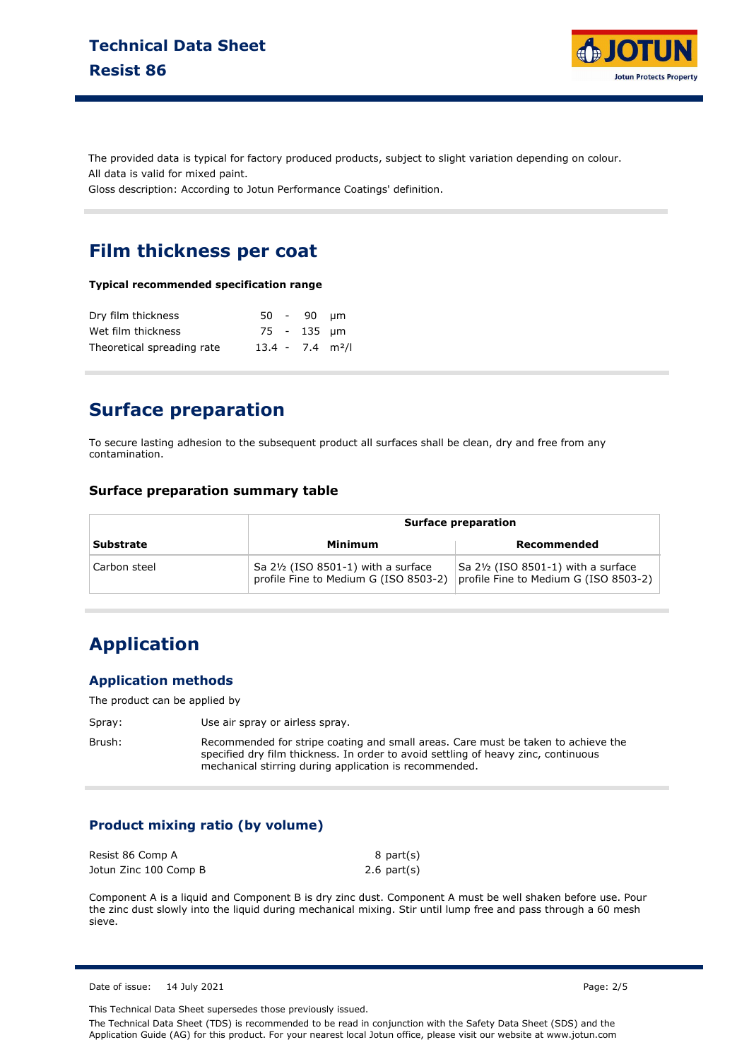The provided data is typical for factory produced products, subject to slight variation depending on colour.
All data is valid for mixed paint.
Gloss description: According to Jotun Performance Coatings' definition.

## Film thickness per coat

**Typical recommended specification range**

| | | | | |
|---|---|---|---|---|
| Dry film thickness | 50 | - | 90 | µm |
| Wet film thickness | 75 | - | 135 | µm |
| Theoretical spreading rate | 13.4 | - | 7.4 | m²/l |

## Surface preparation

To secure lasting adhesion to the subsequent product all surfaces shall be clean, dry and free from any contamination.

### Surface preparation summary table

| | Surface preparation | |
|---|---|---|
| **Substrate** | **Minimum** | **Recommended** |
| Carbon steel | Sa 2½ (ISO 8501-1) with a surface profile Fine to Medium G (ISO 8503-2) | Sa 2½ (ISO 8501-1) with a surface profile Fine to Medium G (ISO 8503-2) |

## Application

### Application methods

The product can be applied by

Spray: Use air spray or airless spray.

Brush: Recommended for stripe coating and small areas. Care must be taken to achieve the specified dry film thickness. In order to avoid settling of heavy zinc, continuous mechanical stirring during application is recommended.

### Product mixing ratio (by volume)

| | |
|---|---|
| Resist 86 Comp A | 8 part(s) |
| Jotun Zinc 100 Comp B | 2.6 part(s) |

Component A is a liquid and Component B is dry zinc dust. Component A must be well shaken before use. Pour the zinc dust slowly into the liquid during mechanical mixing. Stir until lump free and pass through a 60 mesh sieve.

Date of issue: 14 July 2021

This Technical Data Sheet supersedes those previously issued.

The Technical Data Sheet (TDS) is recommended to be read in conjunction with the Safety Data Sheet (SDS) and the Application Guide (AG) for this product. For your nearest local Jotun office, please visit our website at www.jotun.com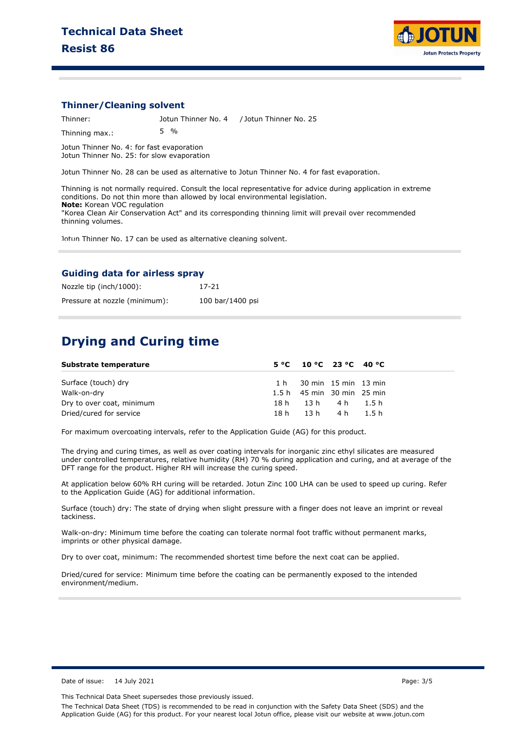## Thinner/Cleaning solvent

| | |
|---|---|
| Thinner: | Jotun Thinner No. 4 / Jotun Thinner No. 25 |
| Thinning max.: | 5 % |

Jotun Thinner No. 4: for fast evaporation
Jotun Thinner No. 25: for slow evaporation

Jotun Thinner No. 28 can be used as alternative to Jotun Thinner No. 4 for fast evaporation.

Thinning is not normally required. Consult the local representative for advice during application in extreme conditions. Do not thin more than allowed by local environmental legislation.
**Note:** Korean VOC regulation
"Korea Clean Air Conservation Act" and its corresponding thinning limit will prevail over recommended thinning volumes.

Jotun Thinner No. 17 can be used as alternative cleaning solvent.

## Guiding data for airless spray

| | |
|---|---|
| Nozzle tip (inch/1000): | 17-21 |
| Pressure at nozzle (minimum): | 100 bar/1400 psi |

# Drying and Curing time

| Substrate temperature | 5 °C | 10 °C | 23 °C | 40 °C |
|---|---|---|---|---|
| Surface (touch) dry | 1 h | 30 min | 15 min | 13 min |
| Walk-on-dry | 1.5 h | 45 min | 30 min | 25 min |
| Dry to over coat, minimum | 18 h | 13 h | 4 h | 1.5 h |
| Dried/cured for service | 18 h | 13 h | 4 h | 1.5 h |

For maximum overcoating intervals, refer to the Application Guide (AG) for this product.

The drying and curing times, as well as over coating intervals for inorganic zinc ethyl silicates are measured under controlled temperatures, relative humidity (RH) 70 % during application and curing, and at average of the DFT range for the product. Higher RH will increase the curing speed.

At application below 60% RH curing will be retarded. Jotun Zinc 100 LHA can be used to speed up curing. Refer to the Application Guide (AG) for additional information.

Surface (touch) dry: The state of drying when slight pressure with a finger does not leave an imprint or reveal tackiness.

Walk-on-dry: Minimum time before the coating can tolerate normal foot traffic without permanent marks, imprints or other physical damage.

Dry to over coat, minimum: The recommended shortest time before the next coat can be applied.

Dried/cured for service: Minimum time before the coating can be permanently exposed to the intended environment/medium.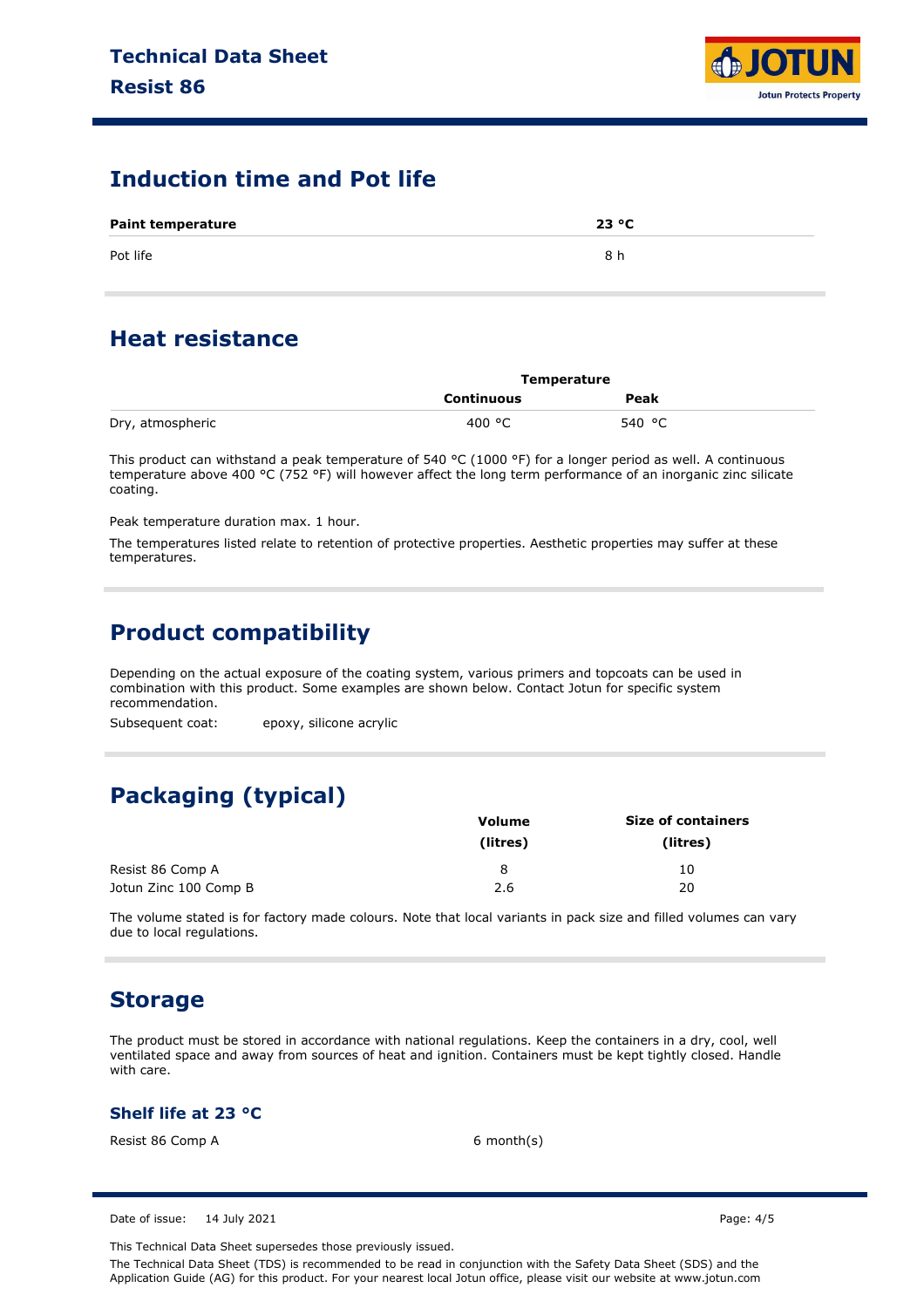## Induction time and Pot life

| Paint temperature | 23 °C |
|---|---|
| Pot life | 8 h |

## Heat resistance

| | Temperature | |
|---|---|---|
| | Continuous | Peak |
| Dry, atmospheric | 400 °C | 540 °C |

This product can withstand a peak temperature of 540 °C (1000 °F) for a longer period as well. A continuous temperature above 400 °C (752 °F) will however affect the long term performance of an inorganic zinc silicate coating.

Peak temperature duration max. 1 hour.

The temperatures listed relate to retention of protective properties. Aesthetic properties may suffer at these temperatures.

## Product compatibility

Depending on the actual exposure of the coating system, various primers and topcoats can be used in combination with this product. Some examples are shown below. Contact Jotun for specific system recommendation.

Subsequent coat: epoxy, silicone acrylic

## Packaging (typical)

| | Volume (litres) | Size of containers (litres) |
|---|---|---|
| Resist 86 Comp A | 8 | 10 |
| Jotun Zinc 100 Comp B | 2.6 | 20 |

The volume stated is for factory made colours. Note that local variants in pack size and filled volumes can vary due to local regulations.

## Storage

The product must be stored in accordance with national regulations. Keep the containers in a dry, cool, well ventilated space and away from sources of heat and ignition. Containers must be kept tightly closed. Handle with care.

### Shelf life at 23 °C

| | |
|---|---|
| Resist 86 Comp A | 6 month(s) |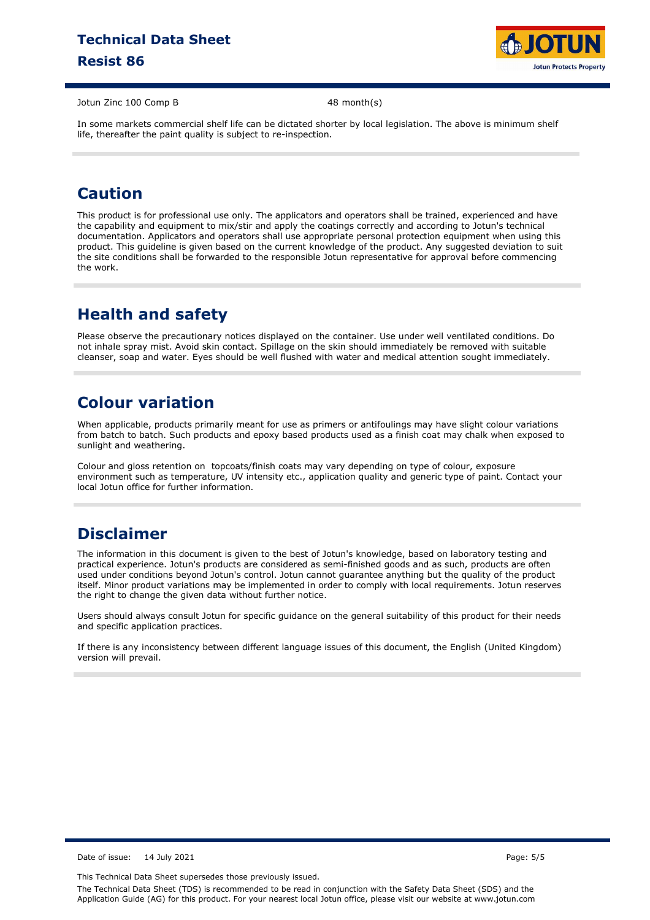| | |
|---|---|
| Jotun Zinc 100 Comp B | 48 month(s) |

In some markets commercial shelf life can be dictated shorter by local legislation. The above is minimum shelf life, thereafter the paint quality is subject to re-inspection.

## Caution

This product is for professional use only. The applicators and operators shall be trained, experienced and have the capability and equipment to mix/stir and apply the coatings correctly and according to Jotun's technical documentation. Applicators and operators shall use appropriate personal protection equipment when using this product. This guideline is given based on the current knowledge of the product. Any suggested deviation to suit the site conditions shall be forwarded to the responsible Jotun representative for approval before commencing the work.

## Health and safety

Please observe the precautionary notices displayed on the container. Use under well ventilated conditions. Do not inhale spray mist. Avoid skin contact. Spillage on the skin should immediately be removed with suitable cleanser, soap and water. Eyes should be well flushed with water and medical attention sought immediately.

## Colour variation

When applicable, products primarily meant for use as primers or antifoulings may have slight colour variations from batch to batch. Such products and epoxy based products used as a finish coat may chalk when exposed to sunlight and weathering.

Colour and gloss retention on topcoats/finish coats may vary depending on type of colour, exposure environment such as temperature, UV intensity etc., application quality and generic type of paint. Contact your local Jotun office for further information.

## Disclaimer

The information in this document is given to the best of Jotun's knowledge, based on laboratory testing and practical experience. Jotun's products are considered as semi-finished goods and as such, products are often used under conditions beyond Jotun's control. Jotun cannot guarantee anything but the quality of the product itself. Minor product variations may be implemented in order to comply with local requirements. Jotun reserves the right to change the given data without further notice.

Users should always consult Jotun for specific guidance on the general suitability of this product for their needs and specific application practices.

If there is any inconsistency between different language issues of this document, the English (United Kingdom) version will prevail.